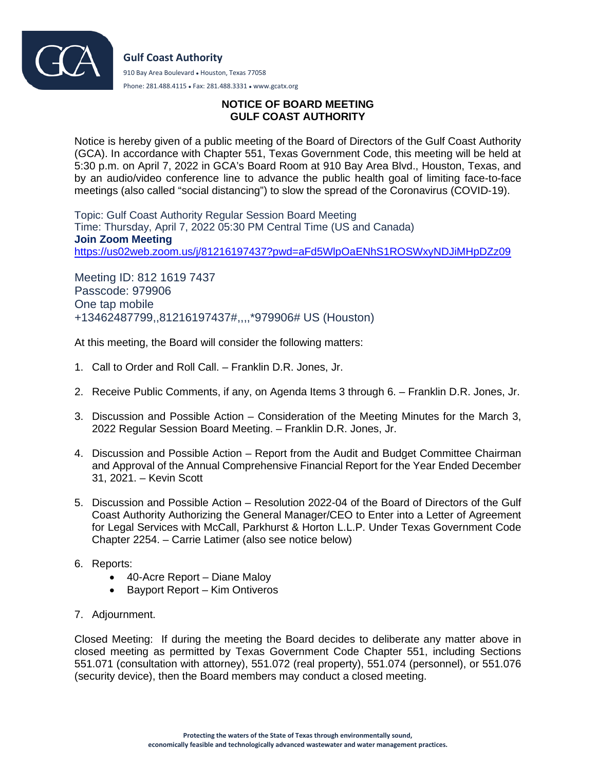**Gulf Coast Authority**

910 Bay Area Boulevard • Houston, Texas 77058

Phone: 281.488.4115 • Fax: 281.488.3331 • www.gcatx.org

# NOTICE OF BOARD MEETING
# GULF COAST AUTHORITY

Notice is hereby given of a public meeting of the Board of Directors of the Gulf Coast Authority (GCA). In accordance with Chapter 551, Texas Government Code, this meeting will be held at 5:30 p.m. on April 7, 2022 in GCA's Board Room at 910 Bay Area Blvd., Houston, Texas, and by an audio/video conference line to advance the public health goal of limiting face-to-face meetings (also called "social distancing") to slow the spread of the Coronavirus (COVID-19).

Topic: Gulf Coast Authority Regular Session Board Meeting
Time: Thursday, April 7, 2022 05:30 PM Central Time (US and Canada)
**Join Zoom Meeting**
https://us02web.zoom.us/j/81216197437?pwd=aFd5WlpOaENhS1ROSWxyNDJiMHpDZz09

Meeting ID: 812 1619 7437
Passcode: 979906
One tap mobile
+13462487799,,81216197437#,,,,*979906# US (Houston)

At this meeting, the Board will consider the following matters:

1. Call to Order and Roll Call. – Franklin D.R. Jones, Jr.

2. Receive Public Comments, if any, on Agenda Items 3 through 6. – Franklin D.R. Jones, Jr.

3. Discussion and Possible Action – Consideration of the Meeting Minutes for the March 3, 2022 Regular Session Board Meeting. – Franklin D.R. Jones, Jr.

4. Discussion and Possible Action – Report from the Audit and Budget Committee Chairman and Approval of the Annual Comprehensive Financial Report for the Year Ended December 31, 2021. – Kevin Scott

5. Discussion and Possible Action – Resolution 2022-04 of the Board of Directors of the Gulf Coast Authority Authorizing the General Manager/CEO to Enter into a Letter of Agreement for Legal Services with McCall, Parkhurst & Horton L.L.P. Under Texas Government Code Chapter 2254. – Carrie Latimer (also see notice below)

6. Reports:
   - 40-Acre Report – Diane Maloy
   - Bayport Report – Kim Ontiveros

7. Adjournment.

Closed Meeting: If during the meeting the Board decides to deliberate any matter above in closed meeting as permitted by Texas Government Code Chapter 551, including Sections 551.071 (consultation with attorney), 551.072 (real property), 551.074 (personnel), or 551.076 (security device), then the Board members may conduct a closed meeting.

**Protecting the waters of the State of Texas through environmentally sound, economically feasible and technologically advanced wastewater and water management practices.**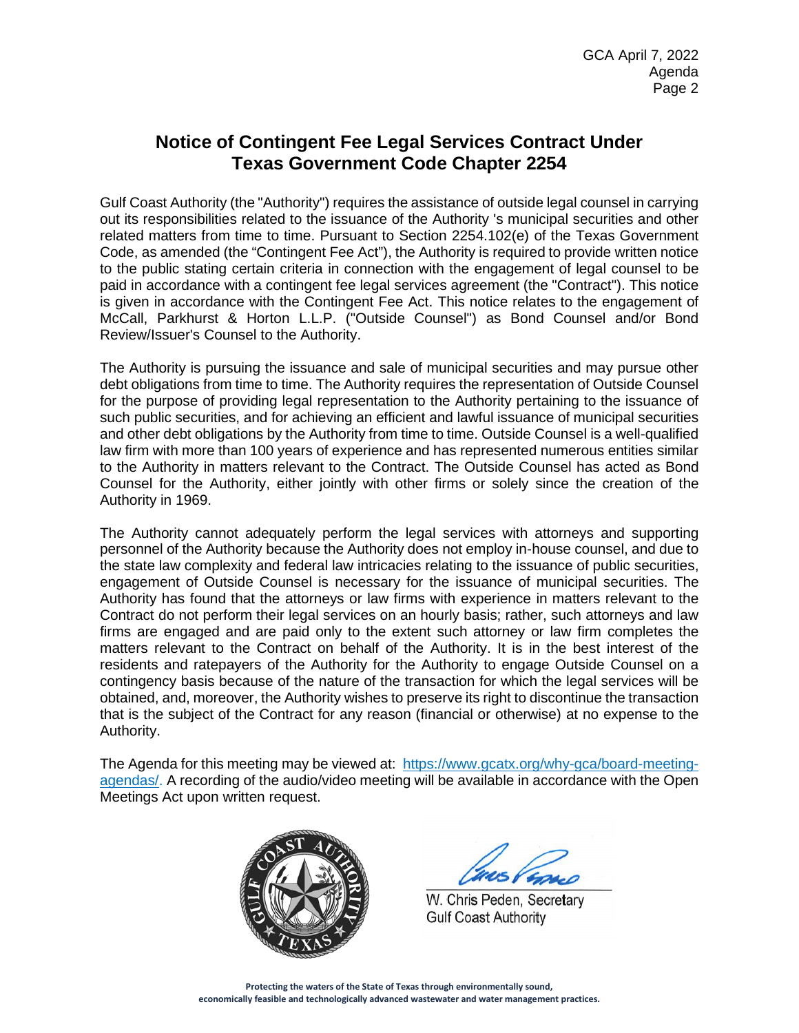# Notice of Contingent Fee Legal Services Contract Under Texas Government Code Chapter 2254

Gulf Coast Authority (the "Authority") requires the assistance of outside legal counsel in carrying out its responsibilities related to the issuance of the Authority 's municipal securities and other related matters from time to time. Pursuant to Section 2254.102(e) of the Texas Government Code, as amended (the "Contingent Fee Act"), the Authority is required to provide written notice to the public stating certain criteria in connection with the engagement of legal counsel to be paid in accordance with a contingent fee legal services agreement (the "Contract"). This notice is given in accordance with the Contingent Fee Act. This notice relates to the engagement of McCall, Parkhurst & Horton L.L.P. ("Outside Counsel") as Bond Counsel and/or Bond Review/Issuer's Counsel to the Authority.

The Authority is pursuing the issuance and sale of municipal securities and may pursue other debt obligations from time to time. The Authority requires the representation of Outside Counsel for the purpose of providing legal representation to the Authority pertaining to the issuance of such public securities, and for achieving an efficient and lawful issuance of municipal securities and other debt obligations by the Authority from time to time. Outside Counsel is a well-qualified law firm with more than 100 years of experience and has represented numerous entities similar to the Authority in matters relevant to the Contract. The Outside Counsel has acted as Bond Counsel for the Authority, either jointly with other firms or solely since the creation of the Authority in 1969.

The Authority cannot adequately perform the legal services with attorneys and supporting personnel of the Authority because the Authority does not employ in-house counsel, and due to the state law complexity and federal law intricacies relating to the issuance of public securities, engagement of Outside Counsel is necessary for the issuance of municipal securities. The Authority has found that the attorneys or law firms with experience in matters relevant to the Contract do not perform their legal services on an hourly basis; rather, such attorneys and law firms are engaged and are paid only to the extent such attorney or law firm completes the matters relevant to the Contract on behalf of the Authority. It is in the best interest of the residents and ratepayers of the Authority for the Authority to engage Outside Counsel on a contingency basis because of the nature of the transaction for which the legal services will be obtained, and, moreover, the Authority wishes to preserve its right to discontinue the transaction that is the subject of the Contract for any reason (financial or otherwise) at no expense to the Authority.

The Agenda for this meeting may be viewed at: https://www.gcatx.org/why-gca/board-meeting-agendas/. A recording of the audio/video meeting will be available in accordance with the Open Meetings Act upon written request.

W. Chris Peden, Secretary
Gulf Coast Authority

**Protecting the waters of the State of Texas through environmentally sound, economically feasible and technologically advanced wastewater and water management practices.**